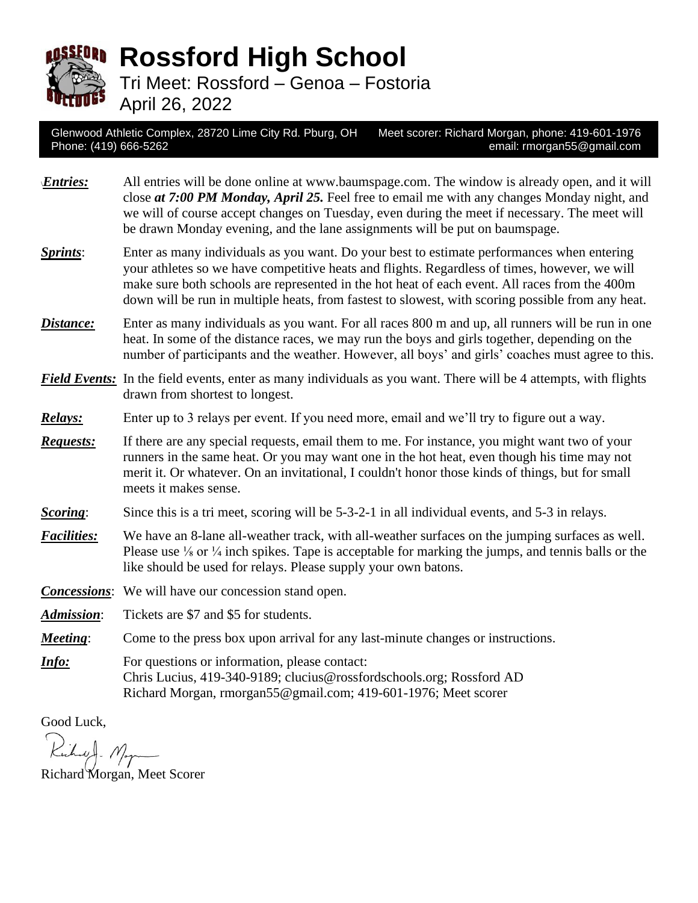# Rossford High School

Tri Meet: Rossford – Genoa – Fostoria
April 26, 2022

Glenwood Athletic Complex, 28720 Lime City Rd. Pburg, OH
Phone: (419) 666-5262

Meet scorer: Richard Morgan, phone: 419-601-1976
email: rmorgan55@gmail.com

***Entries:*** All entries will be done online at www.baumspage.com. The window is already open, and it will close ***at 7:00 PM Monday, April 25.*** Feel free to email me with any changes Monday night, and we will of course accept changes on Tuesday, even during the meet if necessary. The meet will be drawn Monday evening, and the lane assignments will be put on baumspage.

***Sprints***: Enter as many individuals as you want. Do your best to estimate performances when entering your athletes so we have competitive heats and flights. Regardless of times, however, we will make sure both schools are represented in the hot heat of each event. All races from the 400m down will be run in multiple heats, from fastest to slowest, with scoring possible from any heat.

***Distance:*** Enter as many individuals as you want. For all races 800 m and up, all runners will be run in one heat. In some of the distance races, we may run the boys and girls together, depending on the number of participants and the weather. However, all boys' and girls' coaches must agree to this.

***Field Events:*** In the field events, enter as many individuals as you want. There will be 4 attempts, with flights drawn from shortest to longest.

***Relays:*** Enter up to 3 relays per event. If you need more, email and we'll try to figure out a way.

***Requests:*** If there are any special requests, email them to me. For instance, you might want two of your runners in the same heat. Or you may want one in the hot heat, even though his time may not merit it. Or whatever. On an invitational, I couldn't honor those kinds of things, but for small meets it makes sense.

***Scoring***: Since this is a tri meet, scoring will be 5-3-2-1 in all individual events, and 5-3 in relays.

***Facilities:*** We have an 8-lane all-weather track, with all-weather surfaces on the jumping surfaces as well. Please use ⅛ or ¼ inch spikes. Tape is acceptable for marking the jumps, and tennis balls or the like should be used for relays. Please supply your own batons.

***Concessions***: We will have our concession stand open.

***Admission***: Tickets are $7 and $5 for students.

***Meeting***: Come to the press box upon arrival for any last-minute changes or instructions.

***Info:*** For questions or information, please contact:
Chris Lucius, 419-340-9189; clucius@rossfordschools.org; Rossford AD
Richard Morgan, rmorgan55@gmail.com; 419-601-1976; Meet scorer

Good Luck,

Richard Morgan, Meet Scorer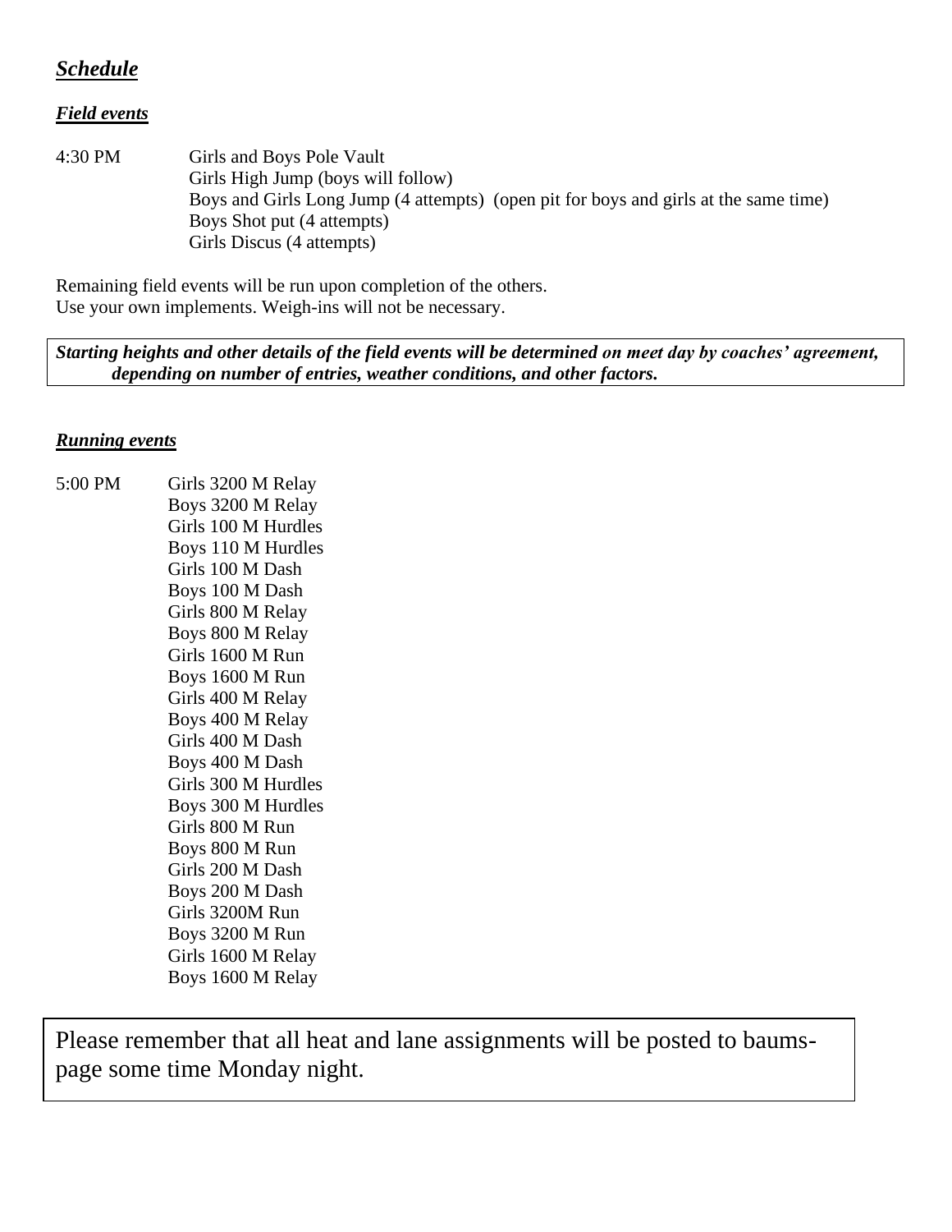## *Schedule*

### *Field events*

4:30 PM Girls and Boys Pole Vault
Girls High Jump (boys will follow)
Boys and Girls Long Jump (4 attempts) (open pit for boys and girls at the same time)
Boys Shot put (4 attempts)
Girls Discus (4 attempts)

Remaining field events will be run upon completion of the others.
Use your own implements. Weigh-ins will not be necessary.

***Starting heights and other details of the field events will be determined on meet day by coaches' agreement, depending on number of entries, weather conditions, and other factors.***

### *Running events*

5:00 PM Girls 3200 M Relay
Boys 3200 M Relay
Girls 100 M Hurdles
Boys 110 M Hurdles
Girls 100 M Dash
Boys 100 M Dash
Girls 800 M Relay
Boys 800 M Relay
Girls 1600 M Run
Boys 1600 M Run
Girls 400 M Relay
Boys 400 M Relay
Girls 400 M Dash
Boys 400 M Dash
Girls 300 M Hurdles
Boys 300 M Hurdles
Girls 800 M Run
Boys 800 M Run
Girls 200 M Dash
Boys 200 M Dash
Girls 3200M Run
Boys 3200 M Run
Girls 1600 M Relay
Boys 1600 M Relay

Please remember that all heat and lane assignments will be posted to baums-page some time Monday night.